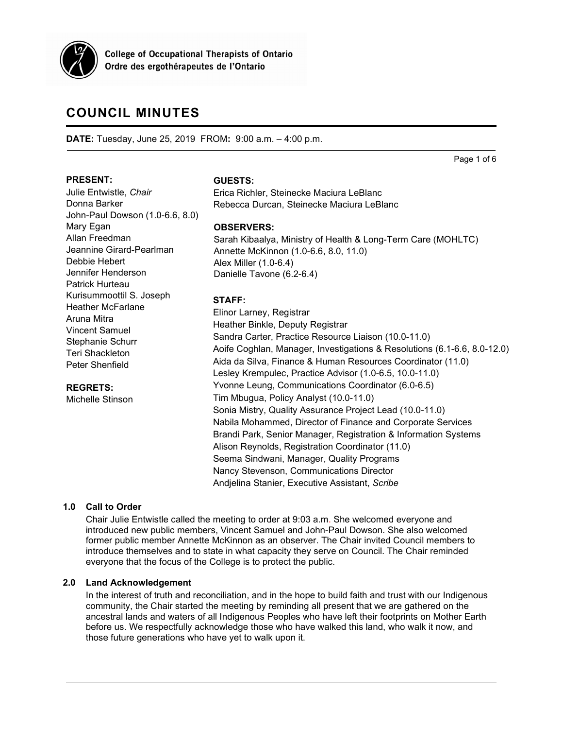College of Occupational Therapists of Ontario
Ordre des ergothérapeutes de l'Ontario

# COUNCIL MINUTES

**DATE:** Tuesday, June 25, 2019 FROM**:** 9:00 a.m. – 4:00 p.m.

**PRESENT:**
Julie Entwistle, *Chair*
Donna Barker
John-Paul Dowson (1.0-6.6, 8.0)
Mary Egan
Allan Freedman
Jeannine Girard-Pearlman
Debbie Hebert
Jennifer Henderson
Patrick Hurteau
Kurisummoottil S. Joseph
Heather McFarlane
Aruna Mitra
Vincent Samuel
Stephanie Schurr
Teri Shackleton
Peter Shenfield

**REGRETS:**
Michelle Stinson

**GUESTS:**
Erica Richler, Steinecke Maciura LeBlanc
Rebecca Durcan, Steinecke Maciura LeBlanc

**OBSERVERS:**
Sarah Kibaalya, Ministry of Health & Long-Term Care (MOHLTC)
Annette McKinnon (1.0-6.6, 8.0, 11.0)
Alex Miller (1.0-6.4)
Danielle Tavone (6.2-6.4)

**STAFF:**
Elinor Larney, Registrar
Heather Binkle, Deputy Registrar
Sandra Carter, Practice Resource Liaison (10.0-11.0)
Aoife Coghlan, Manager, Investigations & Resolutions (6.1-6.6, 8.0-12.0)
Aida da Silva, Finance & Human Resources Coordinator (11.0)
Lesley Krempulec, Practice Advisor (1.0-6.5, 10.0-11.0)
Yvonne Leung, Communications Coordinator (6.0-6.5)
Tim Mbugua, Policy Analyst (10.0-11.0)
Sonia Mistry, Quality Assurance Project Lead (10.0-11.0)
Nabila Mohammed, Director of Finance and Corporate Services
Brandi Park, Senior Manager, Registration & Information Systems
Alison Reynolds, Registration Coordinator (11.0)
Seema Sindwani, Manager, Quality Programs
Nancy Stevenson, Communications Director
Andjelina Stanier, Executive Assistant, *Scribe*

### 1.0 Call to Order

Chair Julie Entwistle called the meeting to order at 9:03 a.m. She welcomed everyone and introduced new public members, Vincent Samuel and John-Paul Dowson. She also welcomed former public member Annette McKinnon as an observer. The Chair invited Council members to introduce themselves and to state in what capacity they serve on Council. The Chair reminded everyone that the focus of the College is to protect the public.

### 2.0 Land Acknowledgement

In the interest of truth and reconciliation, and in the hope to build faith and trust with our Indigenous community, the Chair started the meeting by reminding all present that we are gathered on the ancestral lands and waters of all Indigenous Peoples who have left their footprints on Mother Earth before us. We respectfully acknowledge those who have walked this land, who walk it now, and those future generations who have yet to walk upon it.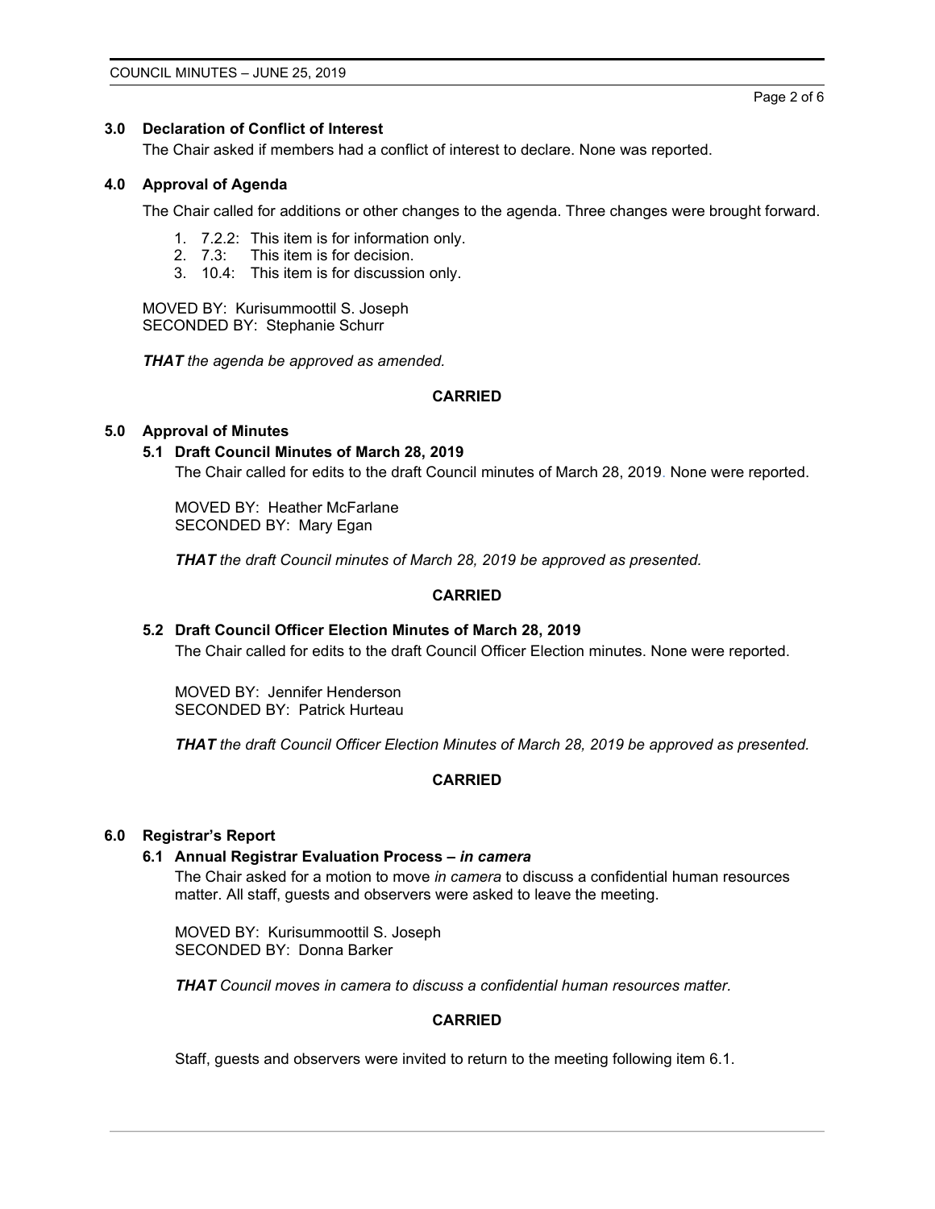## 3.0 Declaration of Conflict of Interest

The Chair asked if members had a conflict of interest to declare. None was reported.

## 4.0 Approval of Agenda

The Chair called for additions or other changes to the agenda. Three changes were brought forward.

1. 7.2.2: This item is for information only.
2. 7.3: This item is for decision.
3. 10.4: This item is for discussion only.

MOVED BY: Kurisummoottil S. Joseph
SECONDED BY: Stephanie Schurr

***THAT*** *the agenda be approved as amended.*

**CARRIED**

## 5.0 Approval of Minutes

### 5.1 Draft Council Minutes of March 28, 2019

The Chair called for edits to the draft Council minutes of March 28, 2019. None were reported.

MOVED BY: Heather McFarlane
SECONDED BY: Mary Egan

***THAT*** *the draft Council minutes of March 28, 2019 be approved as presented.*

**CARRIED**

### 5.2 Draft Council Officer Election Minutes of March 28, 2019

The Chair called for edits to the draft Council Officer Election minutes. None were reported.

MOVED BY: Jennifer Henderson
SECONDED BY: Patrick Hurteau

***THAT*** *the draft Council Officer Election Minutes of March 28, 2019 be approved as presented.*

**CARRIED**

## 6.0 Registrar's Report

### 6.1 Annual Registrar Evaluation Process – *in camera*

The Chair asked for a motion to move *in camera* to discuss a confidential human resources matter. All staff, guests and observers were asked to leave the meeting.

MOVED BY: Kurisummoottil S. Joseph
SECONDED BY: Donna Barker

***THAT*** *Council moves in camera to discuss a confidential human resources matter.*

**CARRIED**

Staff, guests and observers were invited to return to the meeting following item 6.1.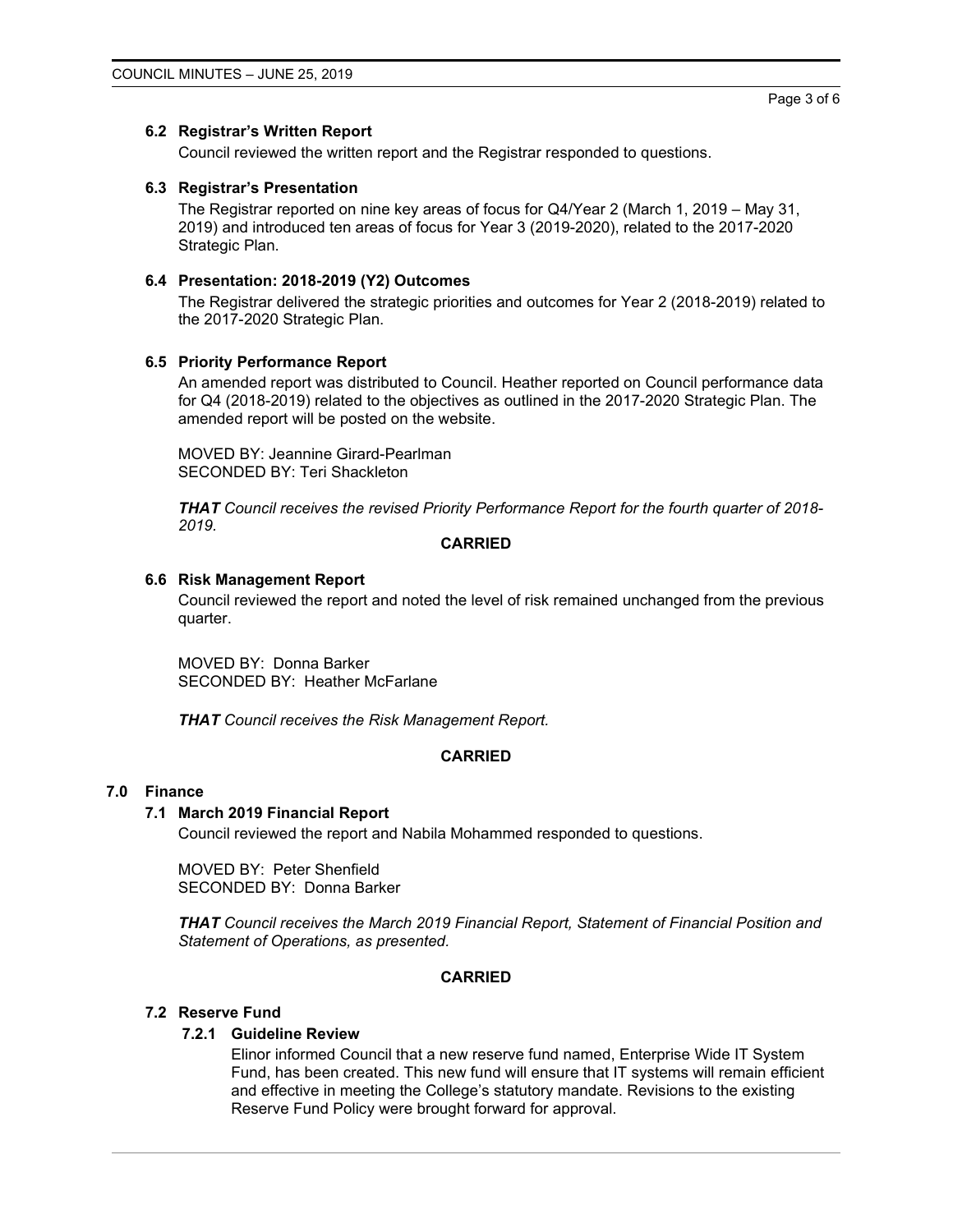### 6.2 Registrar's Written Report

Council reviewed the written report and the Registrar responded to questions.

### 6.3 Registrar's Presentation

The Registrar reported on nine key areas of focus for Q4/Year 2 (March 1, 2019 – May 31, 2019) and introduced ten areas of focus for Year 3 (2019-2020), related to the 2017-2020 Strategic Plan.

### 6.4 Presentation: 2018-2019 (Y2) Outcomes

The Registrar delivered the strategic priorities and outcomes for Year 2 (2018-2019) related to the 2017-2020 Strategic Plan.

### 6.5 Priority Performance Report

An amended report was distributed to Council. Heather reported on Council performance data for Q4 (2018-2019) related to the objectives as outlined in the 2017-2020 Strategic Plan. The amended report will be posted on the website.

MOVED BY: Jeannine Girard-Pearlman
SECONDED BY: Teri Shackleton

***THAT** Council receives the revised Priority Performance Report for the fourth quarter of 2018-2019.*

**CARRIED**

### 6.6 Risk Management Report

Council reviewed the report and noted the level of risk remained unchanged from the previous quarter.

MOVED BY: Donna Barker
SECONDED BY: Heather McFarlane

***THAT** Council receives the Risk Management Report.*

**CARRIED**

## 7.0 Finance

### 7.1 March 2019 Financial Report

Council reviewed the report and Nabila Mohammed responded to questions.

MOVED BY: Peter Shenfield
SECONDED BY: Donna Barker

***THAT** Council receives the March 2019 Financial Report, Statement of Financial Position and Statement of Operations, as presented.*

**CARRIED**

### 7.2 Reserve Fund

#### 7.2.1 Guideline Review

Elinor informed Council that a new reserve fund named, Enterprise Wide IT System Fund, has been created. This new fund will ensure that IT systems will remain efficient and effective in meeting the College's statutory mandate. Revisions to the existing Reserve Fund Policy were brought forward for approval.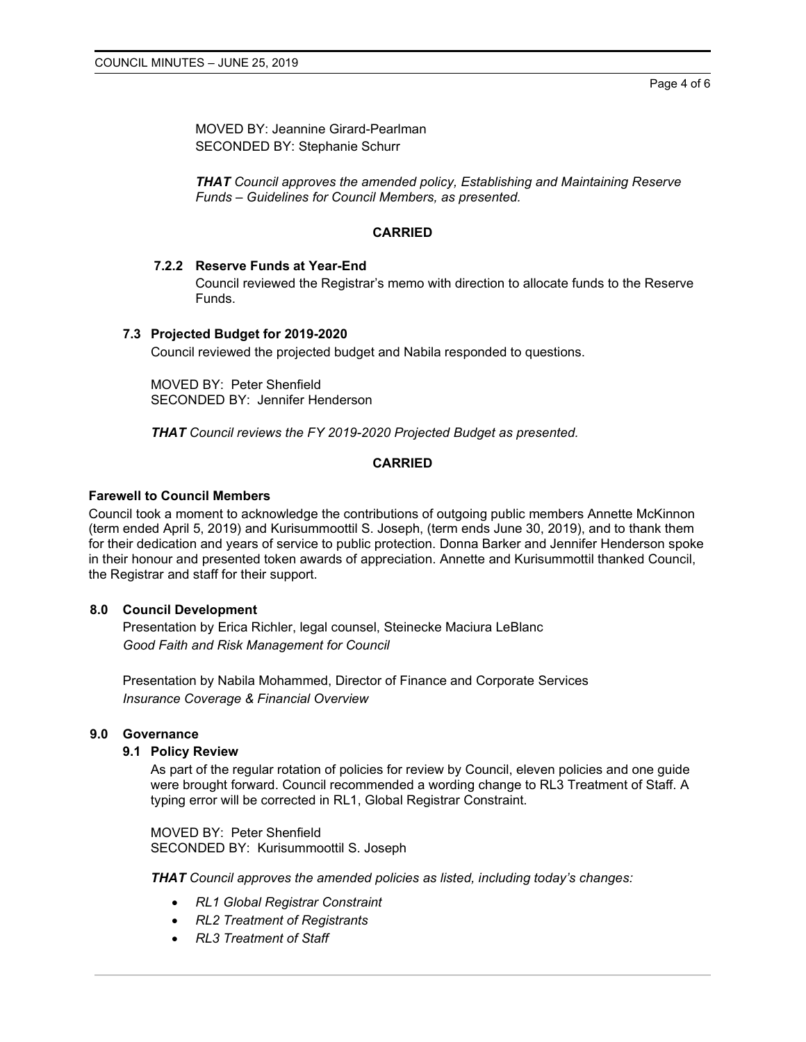MOVED BY: Jeannine Girard-Pearlman
SECONDED BY: Stephanie Schurr

***THAT** Council approves the amended policy, Establishing and Maintaining Reserve Funds – Guidelines for Council Members, as presented.*

**CARRIED**

#### 7.2.2 Reserve Funds at Year-End

Council reviewed the Registrar's memo with direction to allocate funds to the Reserve Funds.

### 7.3 Projected Budget for 2019-2020

Council reviewed the projected budget and Nabila responded to questions.

MOVED BY: Peter Shenfield
SECONDED BY: Jennifer Henderson

***THAT** Council reviews the FY 2019-2020 Projected Budget as presented.*

**CARRIED**

**Farewell to Council Members**

Council took a moment to acknowledge the contributions of outgoing public members Annette McKinnon (term ended April 5, 2019) and Kurisummoottil S. Joseph, (term ends June 30, 2019), and to thank them for their dedication and years of service to public protection. Donna Barker and Jennifer Henderson spoke in their honour and presented token awards of appreciation. Annette and Kurisummottil thanked Council, the Registrar and staff for their support.

## 8.0 Council Development

Presentation by Erica Richler, legal counsel, Steinecke Maciura LeBlanc
*Good Faith and Risk Management for Council*

Presentation by Nabila Mohammed, Director of Finance and Corporate Services
*Insurance Coverage & Financial Overview*

## 9.0 Governance

### 9.1 Policy Review

As part of the regular rotation of policies for review by Council, eleven policies and one guide were brought forward. Council recommended a wording change to RL3 Treatment of Staff. A typing error will be corrected in RL1, Global Registrar Constraint.

MOVED BY: Peter Shenfield
SECONDED BY: Kurisummoottil S. Joseph

***THAT** Council approves the amended policies as listed, including today's changes:*

- *RL1 Global Registrar Constraint*
- *RL2 Treatment of Registrants*
- *RL3 Treatment of Staff*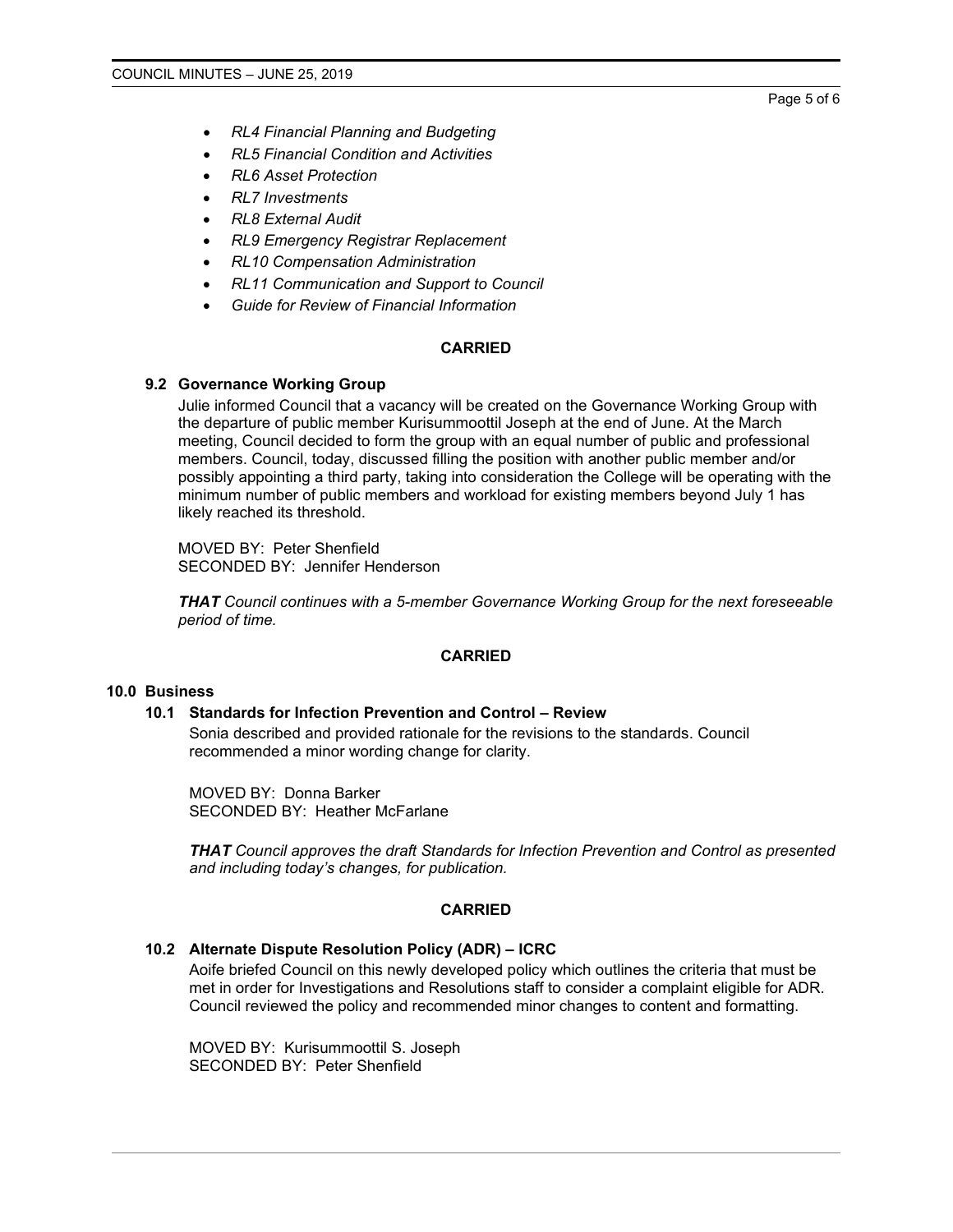- *RL4 Financial Planning and Budgeting*
- *RL5 Financial Condition and Activities*
- *RL6 Asset Protection*
- *RL7 Investments*
- *RL8 External Audit*
- *RL9 Emergency Registrar Replacement*
- *RL10 Compensation Administration*
- *RL11 Communication and Support to Council*
- *Guide for Review of Financial Information*

**CARRIED**

### 9.2 Governance Working Group

Julie informed Council that a vacancy will be created on the Governance Working Group with the departure of public member Kurisummoottil Joseph at the end of June. At the March meeting, Council decided to form the group with an equal number of public and professional members. Council, today, discussed filling the position with another public member and/or possibly appointing a third party, taking into consideration the College will be operating with the minimum number of public members and workload for existing members beyond July 1 has likely reached its threshold.

MOVED BY: Peter Shenfield
SECONDED BY: Jennifer Henderson

***THAT** Council continues with a 5-member Governance Working Group for the next foreseeable period of time.*

**CARRIED**

## 10.0 Business

### 10.1 Standards for Infection Prevention and Control – Review

Sonia described and provided rationale for the revisions to the standards. Council recommended a minor wording change for clarity.

MOVED BY: Donna Barker
SECONDED BY: Heather McFarlane

***THAT** Council approves the draft Standards for Infection Prevention and Control as presented and including today's changes, for publication.*

**CARRIED**

### 10.2 Alternate Dispute Resolution Policy (ADR) – ICRC

Aoife briefed Council on this newly developed policy which outlines the criteria that must be met in order for Investigations and Resolutions staff to consider a complaint eligible for ADR. Council reviewed the policy and recommended minor changes to content and formatting.

MOVED BY: Kurisummoottil S. Joseph
SECONDED BY: Peter Shenfield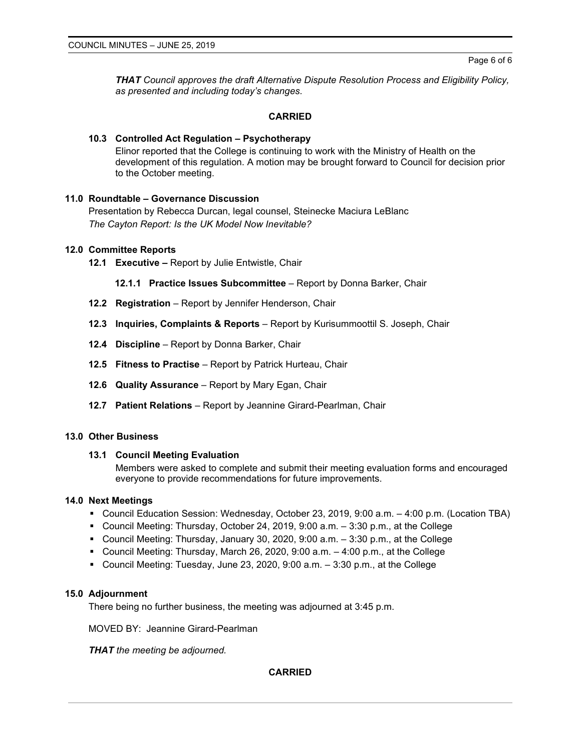***THAT** Council approves the draft Alternative Dispute Resolution Process and Eligibility Policy, as presented and including today's changes.*

**CARRIED**

### 10.3 Controlled Act Regulation – Psychotherapy

Elinor reported that the College is continuing to work with the Ministry of Health on the development of this regulation. A motion may be brought forward to Council for decision prior to the October meeting.

## 11.0 Roundtable – Governance Discussion

Presentation by Rebecca Durcan, legal counsel, Steinecke Maciura LeBlanc
*The Cayton Report: Is the UK Model Now Inevitable?*

## 12.0 Committee Reports

**12.1 Executive –** Report by Julie Entwistle, Chair

**12.1.1 Practice Issues Subcommittee** – Report by Donna Barker, Chair

**12.2 Registration** – Report by Jennifer Henderson, Chair

**12.3 Inquiries, Complaints & Reports** – Report by Kurisummoottil S. Joseph, Chair

**12.4 Discipline** – Report by Donna Barker, Chair

**12.5 Fitness to Practise** – Report by Patrick Hurteau, Chair

**12.6 Quality Assurance** – Report by Mary Egan, Chair

**12.7 Patient Relations** – Report by Jeannine Girard-Pearlman, Chair

## 13.0 Other Business

### 13.1 Council Meeting Evaluation

Members were asked to complete and submit their meeting evaluation forms and encouraged everyone to provide recommendations for future improvements.

## 14.0 Next Meetings

- Council Education Session: Wednesday, October 23, 2019, 9:00 a.m. – 4:00 p.m. (Location TBA)
- Council Meeting: Thursday, October 24, 2019, 9:00 a.m. – 3:30 p.m., at the College
- Council Meeting: Thursday, January 30, 2020, 9:00 a.m. – 3:30 p.m., at the College
- Council Meeting: Thursday, March 26, 2020, 9:00 a.m. – 4:00 p.m., at the College
- Council Meeting: Tuesday, June 23, 2020, 9:00 a.m. – 3:30 p.m., at the College

## 15.0 Adjournment

There being no further business, the meeting was adjourned at 3:45 p.m.

MOVED BY: Jeannine Girard-Pearlman

***THAT** the meeting be adjourned.*

**CARRIED**